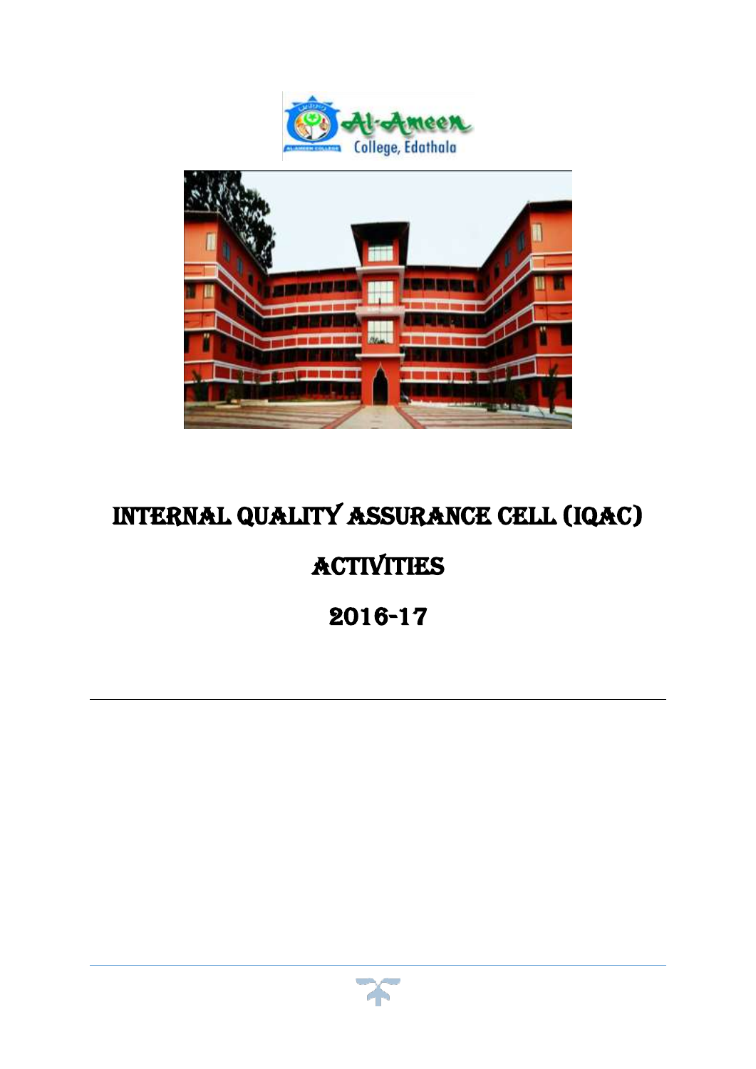# INTERNAL QUALITY ASSURANCE CELL (IQAC)

# ACTIVITIES

# 2016-17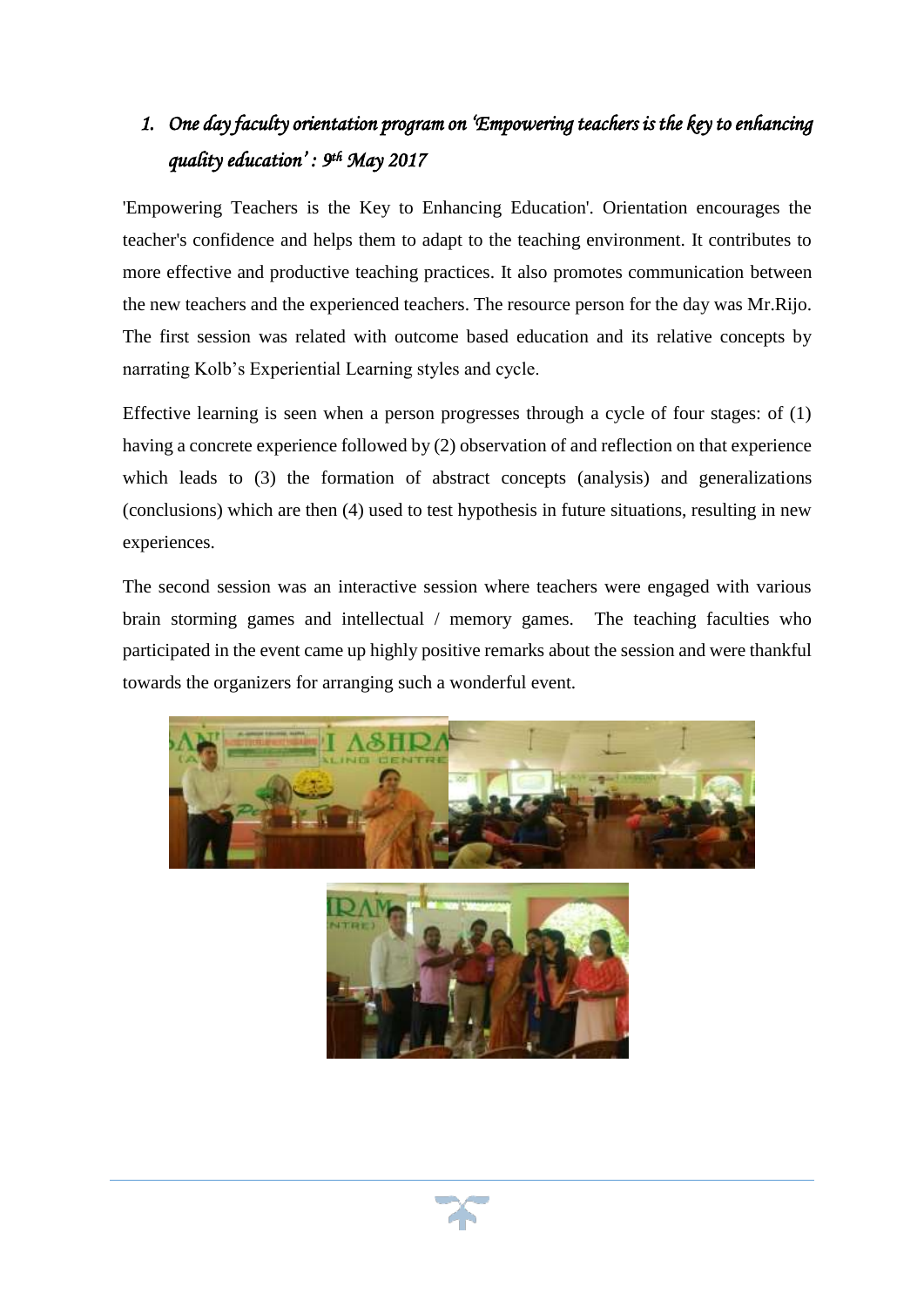## 1. *One day faculty orientation program on 'Empowering teachers is the key to enhancing quality education' : 9th May 2017*

'Empowering Teachers is the Key to Enhancing Education'. Orientation encourages the teacher's confidence and helps them to adapt to the teaching environment. It contributes to more effective and productive teaching practices. It also promotes communication between the new teachers and the experienced teachers. The resource person for the day was Mr.Rijo. The first session was related with outcome based education and its relative concepts by narrating Kolb's Experiential Learning styles and cycle.

Effective learning is seen when a person progresses through a cycle of four stages: of (1) having a concrete experience followed by (2) observation of and reflection on that experience which leads to (3) the formation of abstract concepts (analysis) and generalizations (conclusions) which are then (4) used to test hypothesis in future situations, resulting in new experiences.

The second session was an interactive session where teachers were engaged with various brain storming games and intellectual / memory games. The teaching faculties who participated in the event came up highly positive remarks about the session and were thankful towards the organizers for arranging such a wonderful event.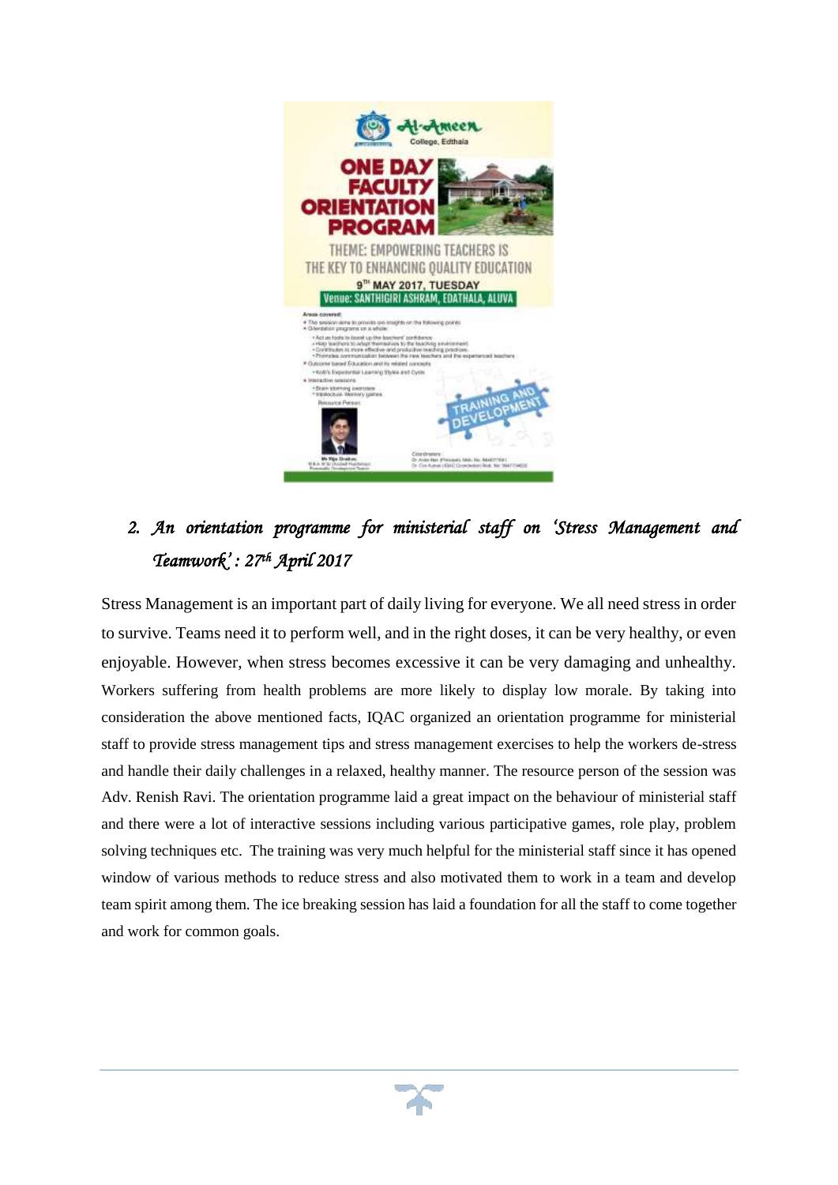## 2. *An orientation programme for ministerial staff on 'Stress Management and Teamwork' : 27th April 2017*

Stress Management is an important part of daily living for everyone. We all need stress in order to survive. Teams need it to perform well, and in the right doses, it can be very healthy, or even enjoyable. However, when stress becomes excessive it can be very damaging and unhealthy. Workers suffering from health problems are more likely to display low morale. By taking into consideration the above mentioned facts, IQAC organized an orientation programme for ministerial staff to provide stress management tips and stress management exercises to help the workers de-stress and handle their daily challenges in a relaxed, healthy manner. The resource person of the session was Adv. Renish Ravi. The orientation programme laid a great impact on the behaviour of ministerial staff and there were a lot of interactive sessions including various participative games, role play, problem solving techniques etc. The training was very much helpful for the ministerial staff since it has opened window of various methods to reduce stress and also motivated them to work in a team and develop team spirit among them. The ice breaking session has laid a foundation for all the staff to come together and work for common goals.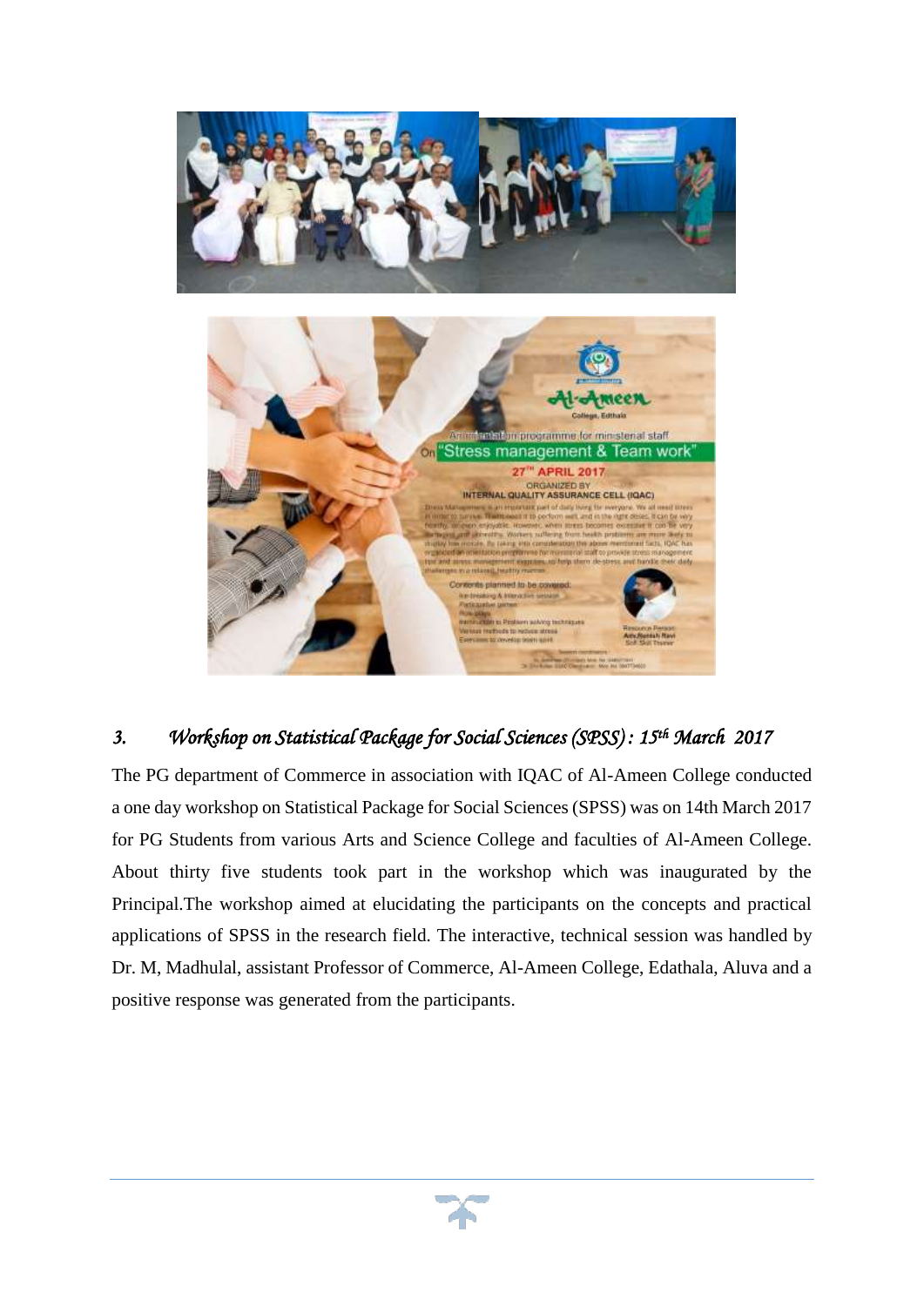### 3. *Workshop on Statistical Package for Social Sciences (SPSS) : 15th March 2017*

The PG department of Commerce in association with IQAC of Al-Ameen College conducted a one day workshop on Statistical Package for Social Sciences (SPSS) was on 14th March 2017 for PG Students from various Arts and Science College and faculties of Al-Ameen College. About thirty five students took part in the workshop which was inaugurated by the Principal.The workshop aimed at elucidating the participants on the concepts and practical applications of SPSS in the research field. The interactive, technical session was handled by Dr. M, Madhulal, assistant Professor of Commerce, Al-Ameen College, Edathala, Aluva and a positive response was generated from the participants.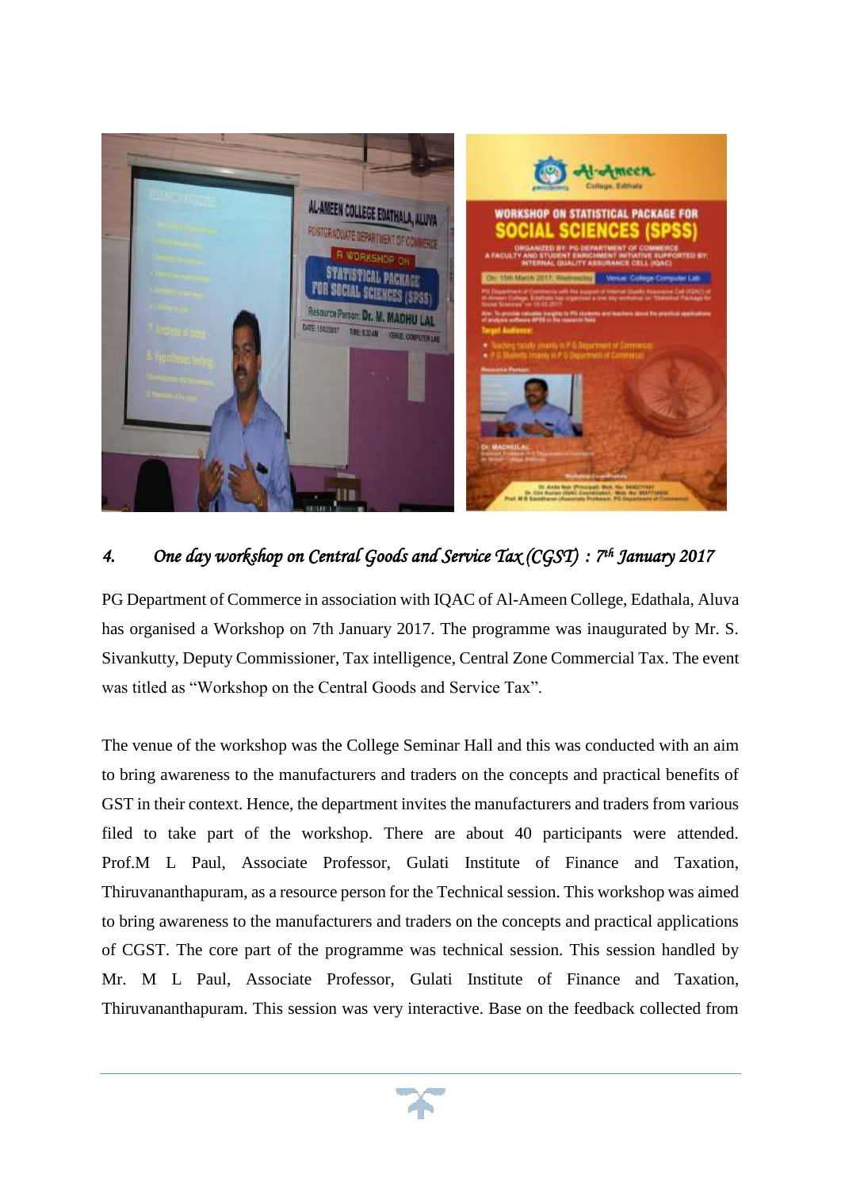### 4. *One day workshop on Central Goods and Service Tax (CGST) : 7th January 2017*

PG Department of Commerce in association with IQAC of Al-Ameen College, Edathala, Aluva has organised a Workshop on 7th January 2017. The programme was inaugurated by Mr. S. Sivankutty, Deputy Commissioner, Tax intelligence, Central Zone Commercial Tax. The event was titled as "Workshop on the Central Goods and Service Tax".

The venue of the workshop was the College Seminar Hall and this was conducted with an aim to bring awareness to the manufacturers and traders on the concepts and practical benefits of GST in their context. Hence, the department invites the manufacturers and traders from various filed to take part of the workshop. There are about 40 participants were attended. Prof.M L Paul, Associate Professor, Gulati Institute of Finance and Taxation, Thiruvananthapuram, as a resource person for the Technical session. This workshop was aimed to bring awareness to the manufacturers and traders on the concepts and practical applications of CGST. The core part of the programme was technical session. This session handled by Mr. M L Paul, Associate Professor, Gulati Institute of Finance and Taxation, Thiruvananthapuram. This session was very interactive. Base on the feedback collected from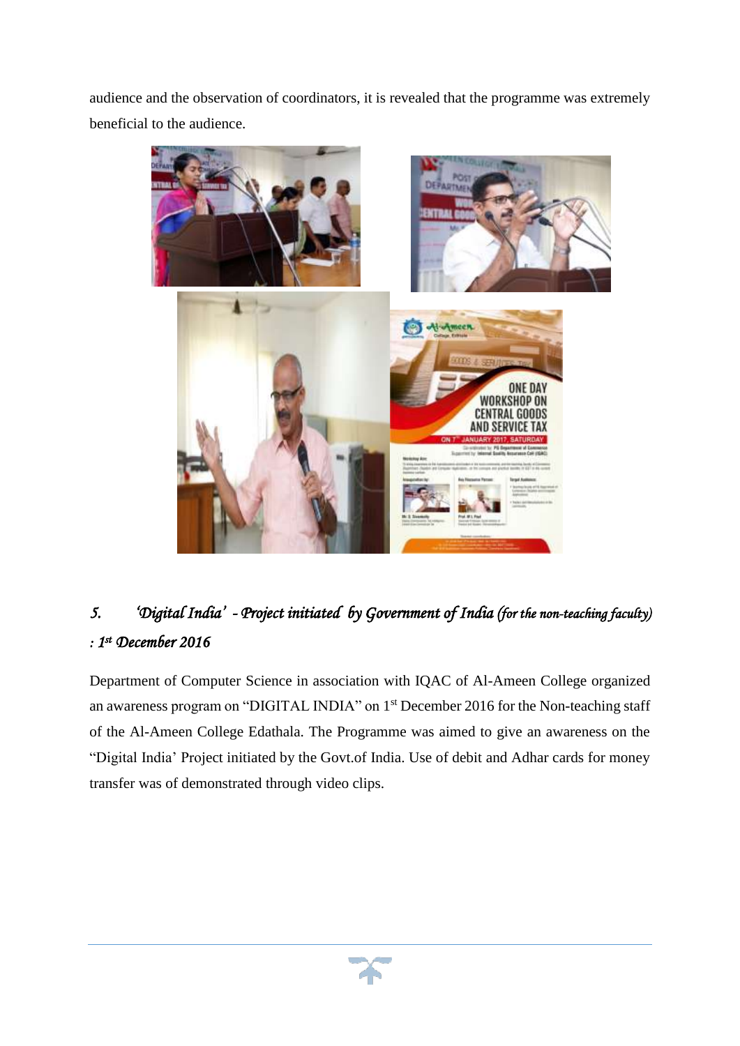audience and the observation of coordinators, it is revealed that the programme was extremely beneficial to the audience.

## *5. 'Digital India' - Project initiated by Government of India (for the non-teaching faculty) : 1st December 2016*

Department of Computer Science in association with IQAC of Al-Ameen College organized an awareness program on "DIGITAL INDIA" on 1st December 2016 for the Non-teaching staff of the Al-Ameen College Edathala. The Programme was aimed to give an awareness on the "Digital India' Project initiated by the Govt.of India. Use of debit and Adhar cards for money transfer was of demonstrated through video clips.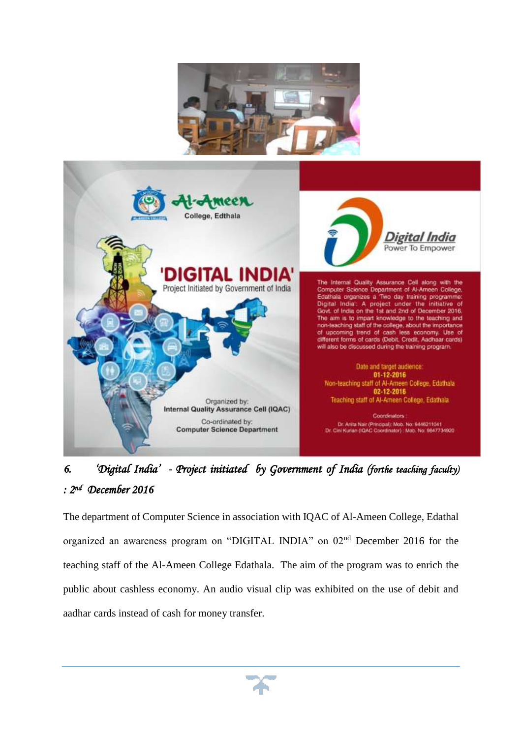*6. 'Digital India' - Project initiated by Government of India (forthe teaching faculty) : 2nd December 2016*

The department of Computer Science in association with IQAC of Al-Ameen College, Edathal organized an awareness program on "DIGITAL INDIA" on 02nd December 2016 for the teaching staff of the Al-Ameen College Edathala. The aim of the program was to enrich the public about cashless economy. An audio visual clip was exhibited on the use of debit and aadhar cards instead of cash for money transfer.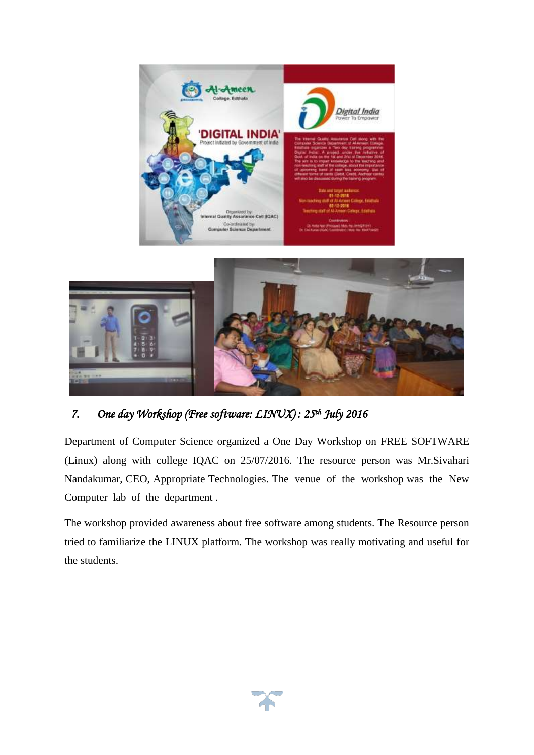## 7. *One day Workshop (Free software: LINUX) : 25th July 2016*

Department of Computer Science organized a One Day Workshop on FREE SOFTWARE (Linux) along with college IQAC on 25/07/2016. The resource person was Mr.Sivahari Nandakumar, CEO, Appropriate Technologies. The venue of the workshop was the New Computer lab of the department .

The workshop provided awareness about free software among students. The Resource person tried to familiarize the LINUX platform. The workshop was really motivating and useful for the students.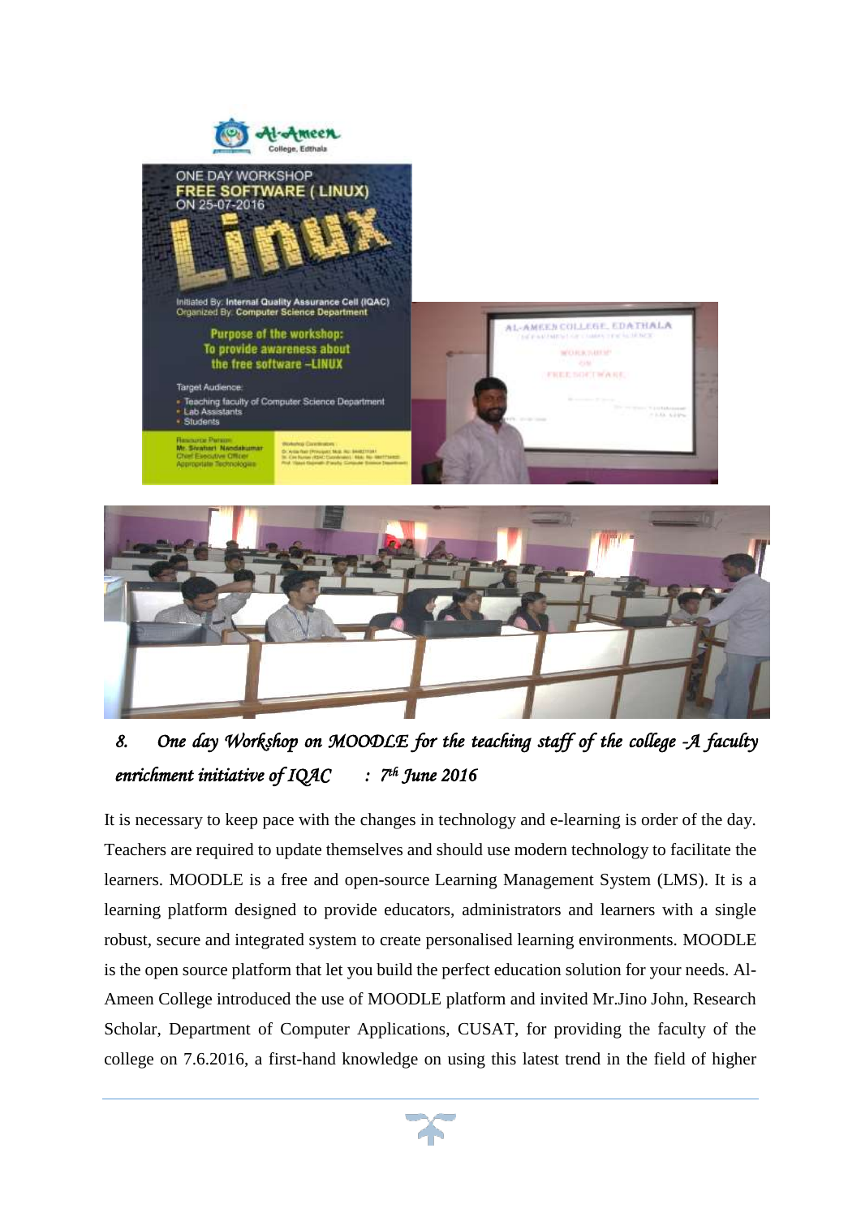8. *One day Workshop on MOODLE for the teaching staff of the college -A faculty enrichment initiative of IQAC : 7th June 2016*

It is necessary to keep pace with the changes in technology and e-learning is order of the day. Teachers are required to update themselves and should use modern technology to facilitate the learners. MOODLE is a free and open-source Learning Management System (LMS). It is a learning platform designed to provide educators, administrators and learners with a single robust, secure and integrated system to create personalised learning environments. MOODLE is the open source platform that let you build the perfect education solution for your needs. Al-Ameen College introduced the use of MOODLE platform and invited Mr.Jino John, Research Scholar, Department of Computer Applications, CUSAT, for providing the faculty of the college on 7.6.2016, a first-hand knowledge on using this latest trend in the field of higher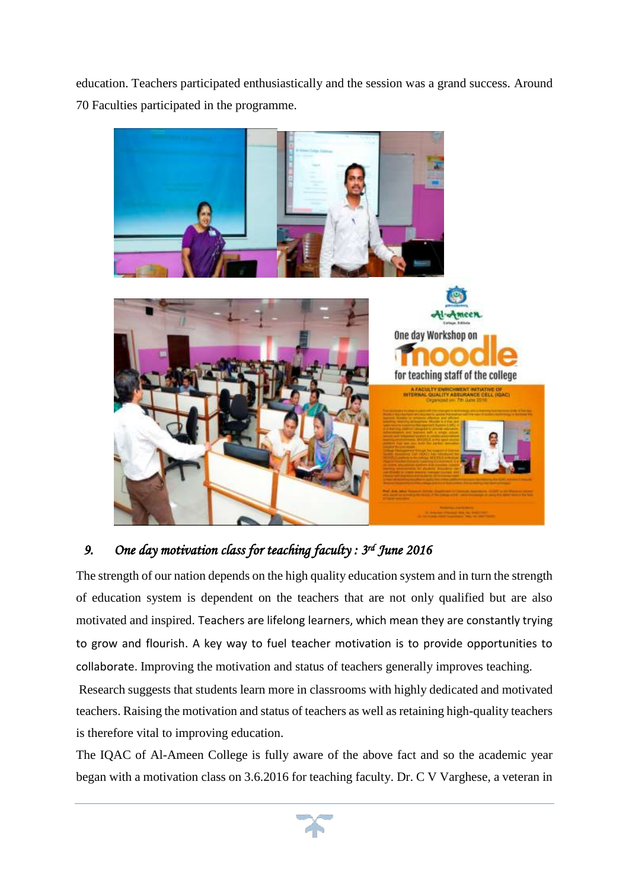education. Teachers participated enthusiastically and the session was a grand success. Around 70 Faculties participated in the programme.

## 9. *One day motivation class for teaching faculty : 3rd June 2016*

The strength of our nation depends on the high quality education system and in turn the strength of education system is dependent on the teachers that are not only qualified but are also motivated and inspired. Teachers are lifelong learners, which mean they are constantly trying to grow and flourish. A key way to fuel teacher motivation is to provide opportunities to collaborate. Improving the motivation and status of teachers generally improves teaching.

Research suggests that students learn more in classrooms with highly dedicated and motivated teachers. Raising the motivation and status of teachers as well as retaining high-quality teachers is therefore vital to improving education.

The IQAC of Al-Ameen College is fully aware of the above fact and so the academic year began with a motivation class on 3.6.2016 for teaching faculty. Dr. C V Varghese, a veteran in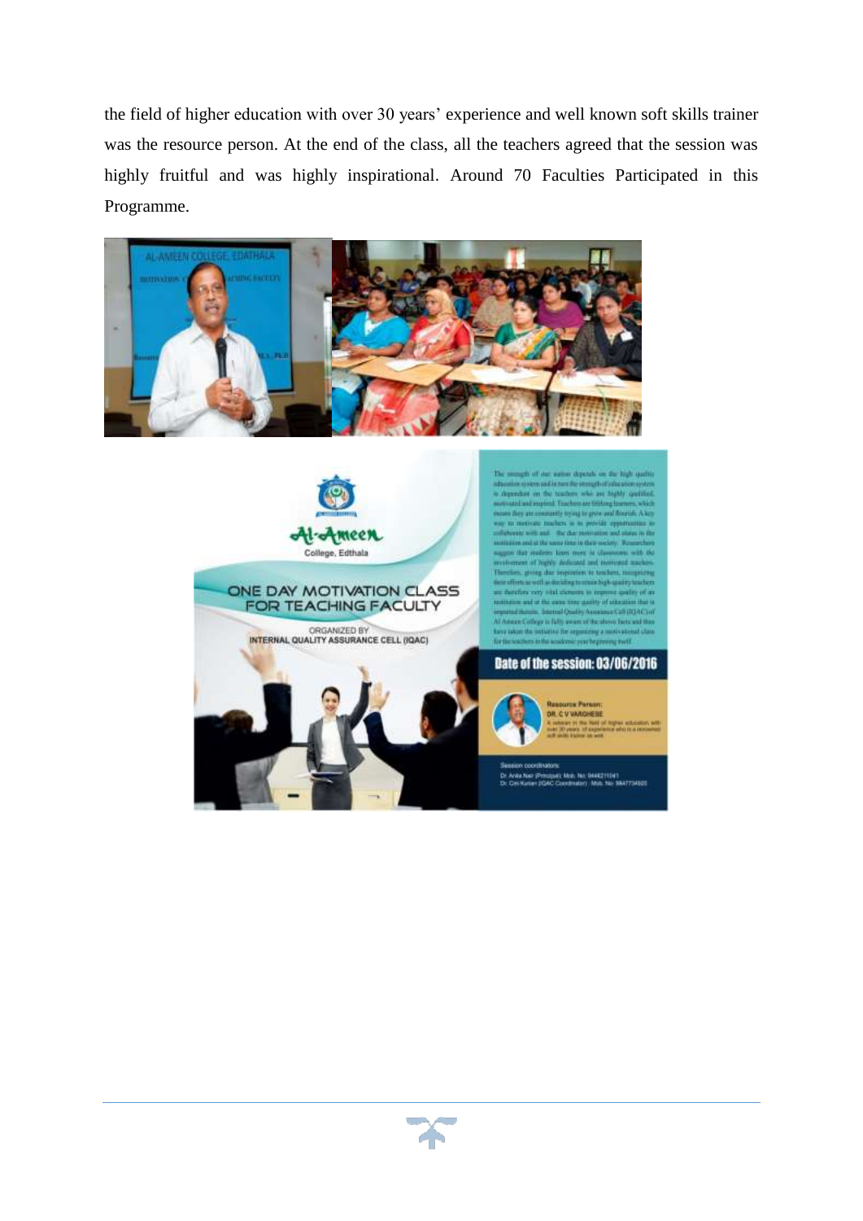the field of higher education with over 30 years' experience and well known soft skills trainer was the resource person. At the end of the class, all the teachers agreed that the session was highly fruitful and was highly inspirational. Around 70 Faculties Participated in this Programme.